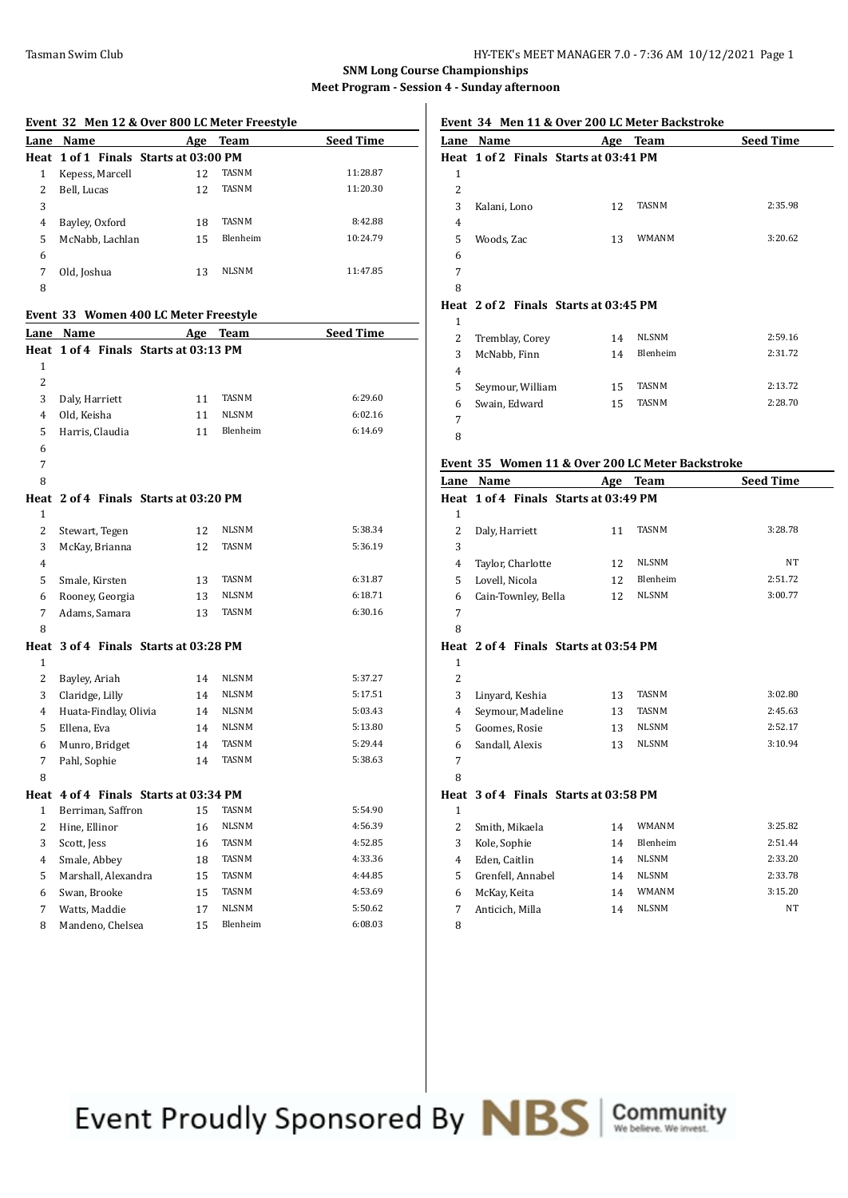Tasman Swim Club

# SNM Long Course Championships

## Meet Program - Session 4 - Sunday afternoon

### Event 32 Men 12 & Over 800 LC Meter Freestyle

| Lane | Name | Age | Team | Seed Time |
|---|---|---|---|---|
| **Heat 1 of 1 Finals Starts at 03:00 PM** | | | | |
| 1 | Kepess, Marcell | 12 | TASNM | 11:28.87 |
| 2 | Bell, Lucas | 12 | TASNM | 11:20.30 |
| 3 | | | | |
| 4 | Bayley, Oxford | 18 | TASNM | 8:42.88 |
| 5 | McNabb, Lachlan | 15 | Blenheim | 10:24.79 |
| 6 | | | | |
| 7 | Old, Joshua | 13 | NLSNM | 11:47.85 |
| 8 | | | | |

### Event 33 Women 400 LC Meter Freestyle

| Lane | Name | Age | Team | Seed Time |
|---|---|---|---|---|
| **Heat 1 of 4 Finals Starts at 03:13 PM** | | | | |
| 1 | | | | |
| 2 | | | | |
| 3 | Daly, Harriett | 11 | TASNM | 6:29.60 |
| 4 | Old, Keisha | 11 | NLSNM | 6:02.16 |
| 5 | Harris, Claudia | 11 | Blenheim | 6:14.69 |
| 6 | | | | |
| 7 | | | | |
| 8 | | | | |
| **Heat 2 of 4 Finals Starts at 03:20 PM** | | | | |
| 1 | | | | |
| 2 | Stewart, Tegen | 12 | NLSNM | 5:38.34 |
| 3 | McKay, Brianna | 12 | TASNM | 5:36.19 |
| 4 | | | | |
| 5 | Smale, Kirsten | 13 | TASNM | 6:31.87 |
| 6 | Rooney, Georgia | 13 | NLSNM | 6:18.71 |
| 7 | Adams, Samara | 13 | TASNM | 6:30.16 |
| 8 | | | | |
| **Heat 3 of 4 Finals Starts at 03:28 PM** | | | | |
| 1 | | | | |
| 2 | Bayley, Ariah | 14 | NLSNM | 5:37.27 |
| 3 | Claridge, Lilly | 14 | NLSNM | 5:17.51 |
| 4 | Huata-Findlay, Olivia | 14 | NLSNM | 5:03.43 |
| 5 | Ellena, Eva | 14 | NLSNM | 5:13.80 |
| 6 | Munro, Bridget | 14 | TASNM | 5:29.44 |
| 7 | Pahl, Sophie | 14 | TASNM | 5:38.63 |
| 8 | | | | |
| **Heat 4 of 4 Finals Starts at 03:34 PM** | | | | |
| 1 | Berriman, Saffron | 15 | TASNM | 5:54.90 |
| 2 | Hine, Ellinor | 16 | NLSNM | 4:56.39 |
| 3 | Scott, Jess | 16 | TASNM | 4:52.85 |
| 4 | Smale, Abbey | 18 | TASNM | 4:33.36 |
| 5 | Marshall, Alexandra | 15 | TASNM | 4:44.85 |
| 6 | Swan, Brooke | 15 | TASNM | 4:53.69 |
| 7 | Watts, Maddie | 17 | NLSNM | 5:50.62 |
| 8 | Mandeno, Chelsea | 15 | Blenheim | 6:08.03 |

### Event 34 Men 11 & Over 200 LC Meter Backstroke

| Lane | Name | Age | Team | Seed Time |
|---|---|---|---|---|
| **Heat 1 of 2 Finals Starts at 03:41 PM** | | | | |
| 1 | | | | |
| 2 | | | | |
| 3 | Kalani, Lono | 12 | TASNM | 2:35.98 |
| 4 | | | | |
| 5 | Woods, Zac | 13 | WMANM | 3:20.62 |
| 6 | | | | |
| 7 | | | | |
| 8 | | | | |
| **Heat 2 of 2 Finals Starts at 03:45 PM** | | | | |
| 1 | | | | |
| 2 | Tremblay, Corey | 14 | NLSNM | 2:59.16 |
| 3 | McNabb, Finn | 14 | Blenheim | 2:31.72 |
| 4 | | | | |
| 5 | Seymour, William | 15 | TASNM | 2:13.72 |
| 6 | Swain, Edward | 15 | TASNM | 2:28.70 |
| 7 | | | | |
| 8 | | | | |

### Event 35 Women 11 & Over 200 LC Meter Backstroke

| Lane | Name | Age | Team | Seed Time |
|---|---|---|---|---|
| **Heat 1 of 4 Finals Starts at 03:49 PM** | | | | |
| 1 | | | | |
| 2 | Daly, Harriett | 11 | TASNM | 3:28.78 |
| 3 | | | | |
| 4 | Taylor, Charlotte | 12 | NLSNM | NT |
| 5 | Lovell, Nicola | 12 | Blenheim | 2:51.72 |
| 6 | Cain-Townley, Bella | 12 | NLSNM | 3:00.77 |
| 7 | | | | |
| 8 | | | | |
| **Heat 2 of 4 Finals Starts at 03:54 PM** | | | | |
| 1 | | | | |
| 2 | | | | |
| 3 | Linyard, Keshia | 13 | TASNM | 3:02.80 |
| 4 | Seymour, Madeline | 13 | TASNM | 2:45.63 |
| 5 | Goomes, Rosie | 13 | NLSNM | 2:52.17 |
| 6 | Sandall, Alexis | 13 | NLSNM | 3:10.94 |
| 7 | | | | |
| 8 | | | | |
| **Heat 3 of 4 Finals Starts at 03:58 PM** | | | | |
| 1 | | | | |
| 2 | Smith, Mikaela | 14 | WMANM | 3:25.82 |
| 3 | Kole, Sophie | 14 | Blenheim | 2:51.44 |
| 4 | Eden, Caitlin | 14 | NLSNM | 2:33.20 |
| 5 | Grenfell, Annabel | 14 | NLSNM | 2:33.78 |
| 6 | McKay, Keita | 14 | WMANM | 3:15.20 |
| 7 | Anticich, Milla | 14 | NLSNM | NT |
| 8 | | | | |

Event Proudly Sponsored By NBS Community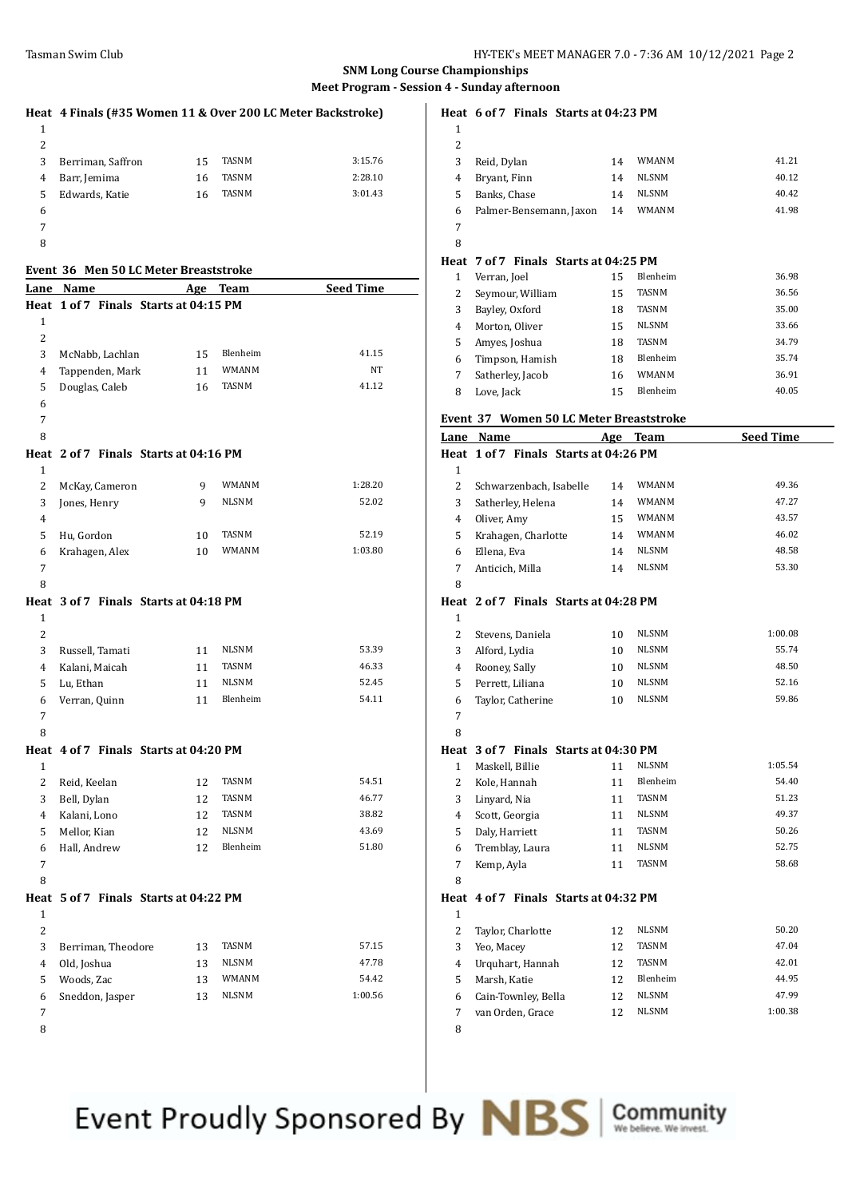**SNM Long Course Championships**

**Meet Program - Session 4 - Sunday afternoon**

**Heat 4 Finals (#35 Women 11 & Over 200 LC Meter Backstroke)**

| Lane | Name | Age | Team | Seed Time |
|---|---|---|---|---|
| 1 | | | | |
| 2 | | | | |
| 3 | Berriman, Saffron | 15 | TASNM | 3:15.76 |
| 4 | Barr, Jemima | 16 | TASNM | 2:28.10 |
| 5 | Edwards, Katie | 16 | TASNM | 3:01.43 |
| 6 | | | | |
| 7 | | | | |
| 8 | | | | |

## Event 36 Men 50 LC Meter Breaststroke

| Lane | Name | Age | Team | Seed Time |
|---|---|---|---|---|
| **Heat 1 of 7 Finals Starts at 04:15 PM** | | | | |
| 1 | | | | |
| 2 | | | | |
| 3 | McNabb, Lachlan | 15 | Blenheim | 41.15 |
| 4 | Tappenden, Mark | 11 | WMANM | NT |
| 5 | Douglas, Caleb | 16 | TASNM | 41.12 |
| 6 | | | | |
| 7 | | | | |
| 8 | | | | |
| **Heat 2 of 7 Finals Starts at 04:16 PM** | | | | |
| 1 | | | | |
| 2 | McKay, Cameron | 9 | WMANM | 1:28.20 |
| 3 | Jones, Henry | 9 | NLSNM | 52.02 |
| 4 | | | | |
| 5 | Hu, Gordon | 10 | TASNM | 52.19 |
| 6 | Krahagen, Alex | 10 | WMANM | 1:03.80 |
| 7 | | | | |
| 8 | | | | |
| **Heat 3 of 7 Finals Starts at 04:18 PM** | | | | |
| 1 | | | | |
| 2 | | | | |
| 3 | Russell, Tamati | 11 | NLSNM | 53.39 |
| 4 | Kalani, Maicah | 11 | TASNM | 46.33 |
| 5 | Lu, Ethan | 11 | NLSNM | 52.45 |
| 6 | Verran, Quinn | 11 | Blenheim | 54.11 |
| 7 | | | | |
| 8 | | | | |
| **Heat 4 of 7 Finals Starts at 04:20 PM** | | | | |
| 1 | | | | |
| 2 | Reid, Keelan | 12 | TASNM | 54.51 |
| 3 | Bell, Dylan | 12 | TASNM | 46.77 |
| 4 | Kalani, Lono | 12 | TASNM | 38.82 |
| 5 | Mellor, Kian | 12 | NLSNM | 43.69 |
| 6 | Hall, Andrew | 12 | Blenheim | 51.80 |
| 7 | | | | |
| 8 | | | | |
| **Heat 5 of 7 Finals Starts at 04:22 PM** | | | | |
| 1 | | | | |
| 2 | | | | |
| 3 | Berriman, Theodore | 13 | TASNM | 57.15 |
| 4 | Old, Joshua | 13 | NLSNM | 47.78 |
| 5 | Woods, Zac | 13 | WMANM | 54.42 |
| 6 | Sneddon, Jasper | 13 | NLSNM | 1:00.56 |
| 7 | | | | |
| 8 | | | | |
| **Heat 6 of 7 Finals Starts at 04:23 PM** | | | | |
| 1 | | | | |
| 2 | | | | |
| 3 | Reid, Dylan | 14 | WMANM | 41.21 |
| 4 | Bryant, Finn | 14 | NLSNM | 40.12 |
| 5 | Banks, Chase | 14 | NLSNM | 40.42 |
| 6 | Palmer-Bensemann, Jaxon | 14 | WMANM | 41.98 |
| 7 | | | | |
| 8 | | | | |
| **Heat 7 of 7 Finals Starts at 04:25 PM** | | | | |
| 1 | Verran, Joel | 15 | Blenheim | 36.98 |
| 2 | Seymour, William | 15 | TASNM | 36.56 |
| 3 | Bayley, Oxford | 18 | TASNM | 35.00 |
| 4 | Morton, Oliver | 15 | NLSNM | 33.66 |
| 5 | Amyes, Joshua | 18 | TASNM | 34.79 |
| 6 | Timpson, Hamish | 18 | Blenheim | 35.74 |
| 7 | Satherley, Jacob | 16 | WMANM | 36.91 |
| 8 | Love, Jack | 15 | Blenheim | 40.05 |

## Event 37 Women 50 LC Meter Breaststroke

| Lane | Name | Age | Team | Seed Time |
|---|---|---|---|---|
| **Heat 1 of 7 Finals Starts at 04:26 PM** | | | | |
| 1 | | | | |
| 2 | Schwarzenbach, Isabelle | 14 | WMANM | 49.36 |
| 3 | Satherley, Helena | 14 | WMANM | 47.27 |
| 4 | Oliver, Amy | 15 | WMANM | 43.57 |
| 5 | Krahagen, Charlotte | 14 | WMANM | 46.02 |
| 6 | Ellena, Eva | 14 | NLSNM | 48.58 |
| 7 | Anticich, Milla | 14 | NLSNM | 53.30 |
| 8 | | | | |
| **Heat 2 of 7 Finals Starts at 04:28 PM** | | | | |
| 1 | | | | |
| 2 | Stevens, Daniela | 10 | NLSNM | 1:00.08 |
| 3 | Alford, Lydia | 10 | NLSNM | 55.74 |
| 4 | Rooney, Sally | 10 | NLSNM | 48.50 |
| 5 | Perrett, Liliana | 10 | NLSNM | 52.16 |
| 6 | Taylor, Catherine | 10 | NLSNM | 59.86 |
| 7 | | | | |
| 8 | | | | |
| **Heat 3 of 7 Finals Starts at 04:30 PM** | | | | |
| 1 | Maskell, Billie | 11 | NLSNM | 1:05.54 |
| 2 | Kole, Hannah | 11 | Blenheim | 54.40 |
| 3 | Linyard, Nia | 11 | TASNM | 51.23 |
| 4 | Scott, Georgia | 11 | NLSNM | 49.37 |
| 5 | Daly, Harriett | 11 | TASNM | 50.26 |
| 6 | Tremblay, Laura | 11 | NLSNM | 52.75 |
| 7 | Kemp, Ayla | 11 | TASNM | 58.68 |
| 8 | | | | |
| **Heat 4 of 7 Finals Starts at 04:32 PM** | | | | |
| 1 | | | | |
| 2 | Taylor, Charlotte | 12 | NLSNM | 50.20 |
| 3 | Yeo, Macey | 12 | TASNM | 47.04 |
| 4 | Urquhart, Hannah | 12 | TASNM | 42.01 |
| 5 | Marsh, Katie | 12 | Blenheim | 44.95 |
| 6 | Cain-Townley, Bella | 12 | NLSNM | 47.99 |
| 7 | van Orden, Grace | 12 | NLSNM | 1:00.38 |
| 8 | | | | |

Event Proudly Sponsored By NBS | Community We believe. We invest.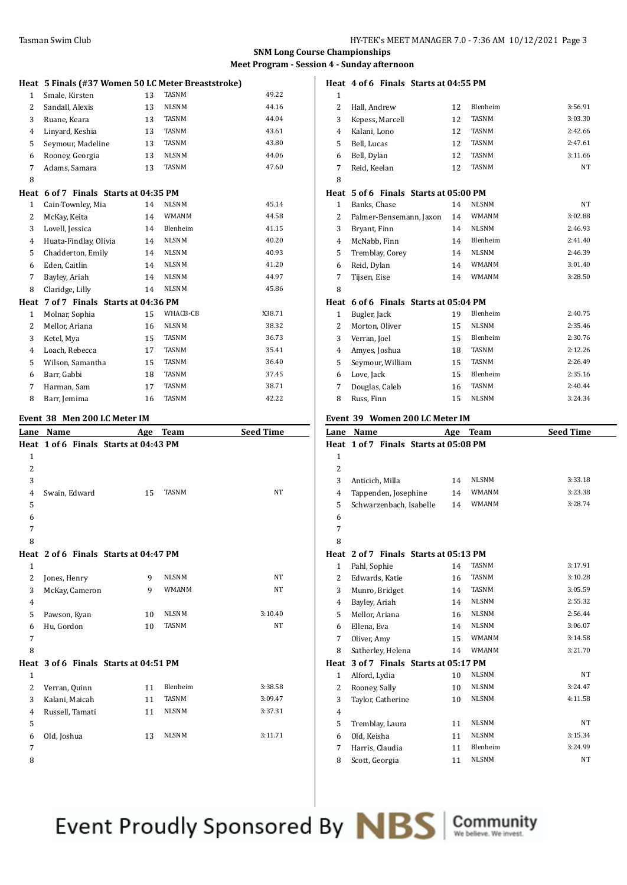**SNM Long Course Championships**
**Meet Program - Session 4 - Sunday afternoon**

**Heat 5 Finals (#37 Women 50 LC Meter Breaststroke)**

| Lane | Name | Age | Team | Seed Time |
|---|---|---|---|---|
| 1 | Smale, Kirsten | 13 | TASNM | 49.22 |
| 2 | Sandall, Alexis | 13 | NLSNM | 44.16 |
| 3 | Ruane, Keara | 13 | TASNM | 44.04 |
| 4 | Linyard, Keshia | 13 | TASNM | 43.61 |
| 5 | Seymour, Madeline | 13 | TASNM | 43.80 |
| 6 | Rooney, Georgia | 13 | NLSNM | 44.06 |
| 7 | Adams, Samara | 13 | TASNM | 47.60 |
| 8 | | | | |

**Heat 6 of 7 Finals Starts at 04:35 PM**

| Lane | Name | Age | Team | Seed Time |
|---|---|---|---|---|
| 1 | Cain-Townley, Mia | 14 | NLSNM | 45.14 |
| 2 | McKay, Keita | 14 | WMANM | 44.58 |
| 3 | Lovell, Jessica | 14 | Blenheim | 41.15 |
| 4 | Huata-Findlay, Olivia | 14 | NLSNM | 40.20 |
| 5 | Chadderton, Emily | 14 | NLSNM | 40.93 |
| 6 | Eden, Caitlin | 14 | NLSNM | 41.20 |
| 7 | Bayley, Ariah | 14 | NLSNM | 44.97 |
| 8 | Claridge, Lilly | 14 | NLSNM | 45.86 |

**Heat 7 of 7 Finals Starts at 04:36 PM**

| Lane | Name | Age | Team | Seed Time |
|---|---|---|---|---|
| 1 | Molnar, Sophia | 15 | WHACB-CB | X38.71 |
| 2 | Mellor, Ariana | 16 | NLSNM | 38.32 |
| 3 | Ketel, Mya | 15 | TASNM | 36.73 |
| 4 | Loach, Rebecca | 17 | TASNM | 35.41 |
| 5 | Wilson, Samantha | 15 | TASNM | 36.40 |
| 6 | Barr, Gabbi | 18 | TASNM | 37.45 |
| 7 | Harman, Sam | 17 | TASNM | 38.71 |
| 8 | Barr, Jemima | 16 | TASNM | 42.22 |

## Event 38 Men 200 LC Meter IM

**Heat 1 of 6 Finals Starts at 04:43 PM**

| Lane | Name | Age | Team | Seed Time |
|---|---|---|---|---|
| 1 | | | | |
| 2 | | | | |
| 3 | | | | |
| 4 | Swain, Edward | 15 | TASNM | NT |
| 5 | | | | |
| 6 | | | | |
| 7 | | | | |
| 8 | | | | |

**Heat 2 of 6 Finals Starts at 04:47 PM**

| Lane | Name | Age | Team | Seed Time |
|---|---|---|---|---|
| 1 | | | | |
| 2 | Jones, Henry | 9 | NLSNM | NT |
| 3 | McKay, Cameron | 9 | WMANM | NT |
| 4 | | | | |
| 5 | Pawson, Kyan | 10 | NLSNM | 3:10.40 |
| 6 | Hu, Gordon | 10 | TASNM | NT |
| 7 | | | | |
| 8 | | | | |

**Heat 3 of 6 Finals Starts at 04:51 PM**

| Lane | Name | Age | Team | Seed Time |
|---|---|---|---|---|
| 1 | | | | |
| 2 | Verran, Quinn | 11 | Blenheim | 3:38.58 |
| 3 | Kalani, Maicah | 11 | TASNM | 3:09.47 |
| 4 | Russell, Tamati | 11 | NLSNM | 3:37.31 |
| 5 | | | | |
| 6 | Old, Joshua | 13 | NLSNM | 3:11.71 |
| 7 | | | | |
| 8 | | | | |

**Heat 4 of 6 Finals Starts at 04:55 PM**

| Lane | Name | Age | Team | Seed Time |
|---|---|---|---|---|
| 1 | | | | |
| 2 | Hall, Andrew | 12 | Blenheim | 3:56.91 |
| 3 | Kepess, Marcell | 12 | TASNM | 3:03.30 |
| 4 | Kalani, Lono | 12 | TASNM | 2:42.66 |
| 5 | Bell, Lucas | 12 | TASNM | 2:47.61 |
| 6 | Bell, Dylan | 12 | TASNM | 3:11.66 |
| 7 | Reid, Keelan | 12 | TASNM | NT |
| 8 | | | | |

**Heat 5 of 6 Finals Starts at 05:00 PM**

| Lane | Name | Age | Team | Seed Time |
|---|---|---|---|---|
| 1 | Banks, Chase | 14 | NLSNM | NT |
| 2 | Palmer-Bensemann, Jaxon | 14 | WMANM | 3:02.88 |
| 3 | Bryant, Finn | 14 | NLSNM | 2:46.93 |
| 4 | McNabb, Finn | 14 | Blenheim | 2:41.40 |
| 5 | Tremblay, Corey | 14 | NLSNM | 2:46.39 |
| 6 | Reid, Dylan | 14 | WMANM | 3:01.40 |
| 7 | Tijsen, Eise | 14 | WMANM | 3:28.50 |
| 8 | | | | |

**Heat 6 of 6 Finals Starts at 05:04 PM**

| Lane | Name | Age | Team | Seed Time |
|---|---|---|---|---|
| 1 | Bugler, Jack | 19 | Blenheim | 2:40.75 |
| 2 | Morton, Oliver | 15 | NLSNM | 2:35.46 |
| 3 | Verran, Joel | 15 | Blenheim | 2:30.76 |
| 4 | Amyes, Joshua | 18 | TASNM | 2:12.26 |
| 5 | Seymour, William | 15 | TASNM | 2:26.49 |
| 6 | Love, Jack | 15 | Blenheim | 2:35.16 |
| 7 | Douglas, Caleb | 16 | TASNM | 2:40.44 |
| 8 | Russ, Finn | 15 | NLSNM | 3:24.34 |

## Event 39 Women 200 LC Meter IM

**Heat 1 of 7 Finals Starts at 05:08 PM**

| Lane | Name | Age | Team | Seed Time |
|---|---|---|---|---|
| 1 | | | | |
| 2 | | | | |
| 3 | Anticich, Milla | 14 | NLSNM | 3:33.18 |
| 4 | Tappenden, Josephine | 14 | WMANM | 3:23.38 |
| 5 | Schwarzenbach, Isabelle | 14 | WMANM | 3:28.74 |
| 6 | | | | |
| 7 | | | | |
| 8 | | | | |

**Heat 2 of 7 Finals Starts at 05:13 PM**

| Lane | Name | Age | Team | Seed Time |
|---|---|---|---|---|
| 1 | Pahl, Sophie | 14 | TASNM | 3:17.91 |
| 2 | Edwards, Katie | 16 | TASNM | 3:10.28 |
| 3 | Munro, Bridget | 14 | TASNM | 3:05.59 |
| 4 | Bayley, Ariah | 14 | NLSNM | 2:55.32 |
| 5 | Mellor, Ariana | 16 | NLSNM | 2:56.44 |
| 6 | Ellena, Eva | 14 | NLSNM | 3:06.07 |
| 7 | Oliver, Amy | 15 | WMANM | 3:14.58 |
| 8 | Satherley, Helena | 14 | WMANM | 3:21.70 |

**Heat 3 of 7 Finals Starts at 05:17 PM**

| Lane | Name | Age | Team | Seed Time |
|---|---|---|---|---|
| 1 | Alford, Lydia | 10 | NLSNM | NT |
| 2 | Rooney, Sally | 10 | NLSNM | 3:24.47 |
| 3 | Taylor, Catherine | 10 | NLSNM | 4:11.58 |
| 4 | | | | |
| 5 | Tremblay, Laura | 11 | NLSNM | NT |
| 6 | Old, Keisha | 11 | NLSNM | 3:15.34 |
| 7 | Harris, Claudia | 11 | Blenheim | 3:24.99 |
| 8 | Scott, Georgia | 11 | NLSNM | NT |

Event Proudly Sponsored By NBS Community We believe. We invest.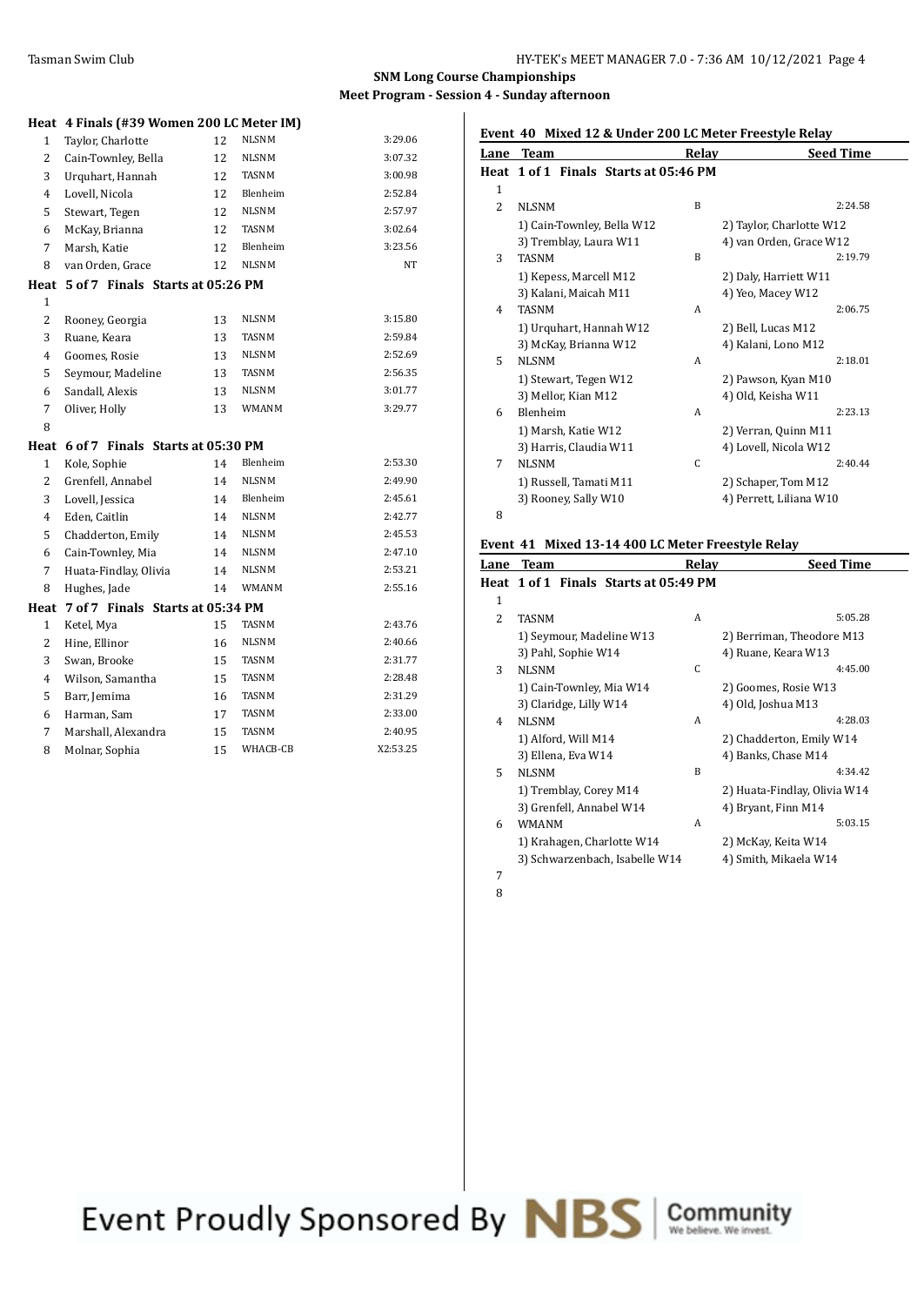**SNM Long Course Championships**

**Meet Program - Session 4 - Sunday afternoon**

**Heat 4 Finals (#39 Women 200 LC Meter IM)**

| Lane | Name | Age | Team | Seed Time |
|---|---|---|---|---|
| 1 | Taylor, Charlotte | 12 | NLSNM | 3:29.06 |
| 2 | Cain-Townley, Bella | 12 | NLSNM | 3:07.32 |
| 3 | Urquhart, Hannah | 12 | TASNM | 3:00.98 |
| 4 | Lovell, Nicola | 12 | Blenheim | 2:52.84 |
| 5 | Stewart, Tegen | 12 | NLSNM | 2:57.97 |
| 6 | McKay, Brianna | 12 | TASNM | 3:02.64 |
| 7 | Marsh, Katie | 12 | Blenheim | 3:23.56 |
| 8 | van Orden, Grace | 12 | NLSNM | NT |

**Heat 5 of 7 Finals Starts at 05:26 PM**

| Lane | Name | Age | Team | Seed Time |
|---|---|---|---|---|
| 1 | | | | |
| 2 | Rooney, Georgia | 13 | NLSNM | 3:15.80 |
| 3 | Ruane, Keara | 13 | TASNM | 2:59.84 |
| 4 | Goomes, Rosie | 13 | NLSNM | 2:52.69 |
| 5 | Seymour, Madeline | 13 | TASNM | 2:56.35 |
| 6 | Sandall, Alexis | 13 | NLSNM | 3:01.77 |
| 7 | Oliver, Holly | 13 | WMANM | 3:29.77 |
| 8 | | | | |

**Heat 6 of 7 Finals Starts at 05:30 PM**

| Lane | Name | Age | Team | Seed Time |
|---|---|---|---|---|
| 1 | Kole, Sophie | 14 | Blenheim | 2:53.30 |
| 2 | Grenfell, Annabel | 14 | NLSNM | 2:49.90 |
| 3 | Lovell, Jessica | 14 | Blenheim | 2:45.61 |
| 4 | Eden, Caitlin | 14 | NLSNM | 2:42.77 |
| 5 | Chadderton, Emily | 14 | NLSNM | 2:45.53 |
| 6 | Cain-Townley, Mia | 14 | NLSNM | 2:47.10 |
| 7 | Huata-Findlay, Olivia | 14 | NLSNM | 2:53.21 |
| 8 | Hughes, Jade | 14 | WMANM | 2:55.16 |

**Heat 7 of 7 Finals Starts at 05:34 PM**

| Lane | Name | Age | Team | Seed Time |
|---|---|---|---|---|
| 1 | Ketel, Mya | 15 | TASNM | 2:43.76 |
| 2 | Hine, Ellinor | 16 | NLSNM | 2:40.66 |
| 3 | Swan, Brooke | 15 | TASNM | 2:31.77 |
| 4 | Wilson, Samantha | 15 | TASNM | 2:28.48 |
| 5 | Barr, Jemima | 16 | TASNM | 2:31.29 |
| 6 | Harman, Sam | 17 | TASNM | 2:33.00 |
| 7 | Marshall, Alexandra | 15 | TASNM | 2:40.95 |
| 8 | Molnar, Sophia | 15 | WHACB-CB | X2:53.25 |

**Event 40 Mixed 12 & Under 200 LC Meter Freestyle Relay**

**Heat 1 of 1 Finals Starts at 05:46 PM**

| Lane | Team | Relay | Seed Time |
|---|---|---|---|
| 1 | | | |
| 2 | NLSNM | B | 2:24.58 |
| | 1) Cain-Townley, Bella W12; 2) Taylor, Charlotte W12; 3) Tremblay, Laura W11; 4) van Orden, Grace W12 | | |
| 3 | TASNM | B | 2:19.79 |
| | 1) Kepess, Marcell M12; 2) Daly, Harriett W11; 3) Kalani, Maicah M11; 4) Yeo, Macey W12 | | |
| 4 | TASNM | A | 2:06.75 |
| | 1) Urquhart, Hannah W12; 2) Bell, Lucas M12; 3) McKay, Brianna W12; 4) Kalani, Lono M12 | | |
| 5 | NLSNM | A | 2:18.01 |
| | 1) Stewart, Tegen W12; 2) Pawson, Kyan M10; 3) Mellor, Kian M12; 4) Old, Keisha W11 | | |
| 6 | Blenheim | A | 2:23.13 |
| | 1) Marsh, Katie W12; 2) Verran, Quinn M11; 3) Harris, Claudia W11; 4) Lovell, Nicola W12 | | |
| 7 | NLSNM | C | 2:40.44 |
| | 1) Russell, Tamati M11; 2) Schaper, Tom M12; 3) Rooney, Sally W10; 4) Perrett, Liliana W10 | | |
| 8 | | | |

**Event 41 Mixed 13-14 400 LC Meter Freestyle Relay**

**Heat 1 of 1 Finals Starts at 05:49 PM**

| Lane | Team | Relay | Seed Time |
|---|---|---|---|
| 1 | | | |
| 2 | TASNM | A | 5:05.28 |
| | 1) Seymour, Madeline W13; 2) Berriman, Theodore M13; 3) Pahl, Sophie W14; 4) Ruane, Keara W13 | | |
| 3 | NLSNM | C | 4:45.00 |
| | 1) Cain-Townley, Mia W14; 2) Goomes, Rosie W13; 3) Claridge, Lilly W14; 4) Old, Joshua M13 | | |
| 4 | NLSNM | A | 4:28.03 |
| | 1) Alford, Will M14; 2) Chadderton, Emily W14; 3) Ellena, Eva W14; 4) Banks, Chase M14 | | |
| 5 | NLSNM | B | 4:34.42 |
| | 1) Tremblay, Corey M14; 2) Huata-Findlay, Olivia W14; 3) Grenfell, Annabel W14; 4) Bryant, Finn M14 | | |
| 6 | WMANM | A | 5:03.15 |
| | 1) Krahagen, Charlotte W14; 2) McKay, Keita W14; 3) Schwarzenbach, Isabelle W14; 4) Smith, Mikaela W14 | | |
| 7 | | | |
| 8 | | | |

Event Proudly Sponsored By NBS Community — We believe. We invest.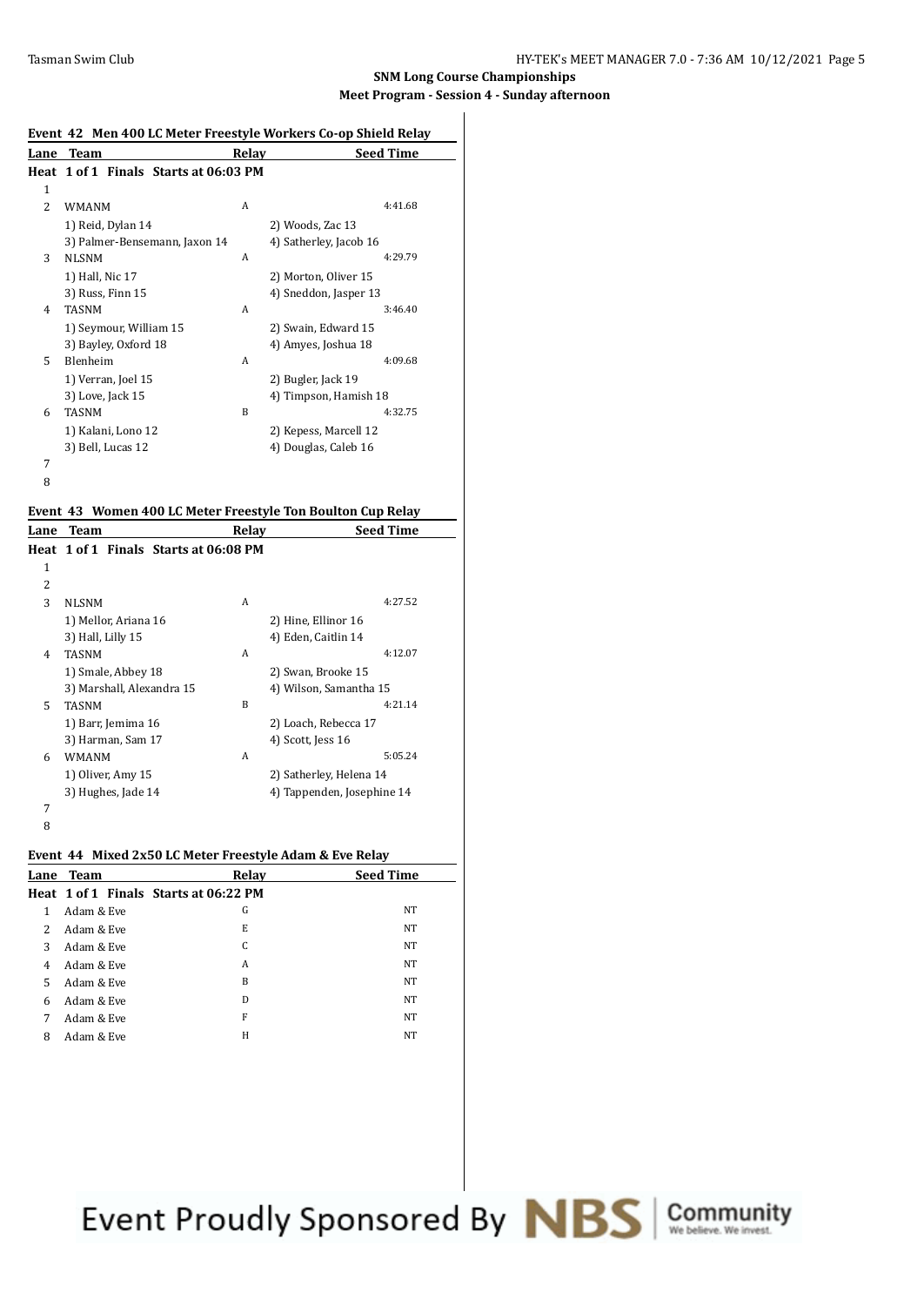**SNM Long Course Championships**
**Meet Program - Session 4 - Sunday afternoon**

### Event 42 Men 400 LC Meter Freestyle Workers Co-op Shield Relay

| Lane | Team | Relay | Seed Time |
|---|---|---|---|
| **Heat 1 of 1 Finals Starts at 06:03 PM** | | | |
| 1 | | | |
| 2 | WMANM | A | 4:41.68 |
| | 1) Reid, Dylan 14 | | 2) Woods, Zac 13 |
| | 3) Palmer-Bensemann, Jaxon 14 | | 4) Satherley, Jacob 16 |
| 3 | NLSNM | A | 4:29.79 |
| | 1) Hall, Nic 17 | | 2) Morton, Oliver 15 |
| | 3) Russ, Finn 15 | | 4) Sneddon, Jasper 13 |
| 4 | TASNM | A | 3:46.40 |
| | 1) Seymour, William 15 | | 2) Swain, Edward 15 |
| | 3) Bayley, Oxford 18 | | 4) Amyes, Joshua 18 |
| 5 | Blenheim | A | 4:09.68 |
| | 1) Verran, Joel 15 | | 2) Bugler, Jack 19 |
| | 3) Love, Jack 15 | | 4) Timpson, Hamish 18 |
| 6 | TASNM | B | 4:32.75 |
| | 1) Kalani, Lono 12 | | 2) Kepess, Marcell 12 |
| | 3) Bell, Lucas 12 | | 4) Douglas, Caleb 16 |
| 7 | | | |
| 8 | | | |

### Event 43 Women 400 LC Meter Freestyle Ton Boulton Cup Relay

| Lane | Team | Relay | Seed Time |
|---|---|---|---|
| **Heat 1 of 1 Finals Starts at 06:08 PM** | | | |
| 1 | | | |
| 2 | | | |
| 3 | NLSNM | A | 4:27.52 |
| | 1) Mellor, Ariana 16 | | 2) Hine, Ellinor 16 |
| | 3) Hall, Lilly 15 | | 4) Eden, Caitlin 14 |
| 4 | TASNM | A | 4:12.07 |
| | 1) Smale, Abbey 18 | | 2) Swan, Brooke 15 |
| | 3) Marshall, Alexandra 15 | | 4) Wilson, Samantha 15 |
| 5 | TASNM | B | 4:21.14 |
| | 1) Barr, Jemima 16 | | 2) Loach, Rebecca 17 |
| | 3) Harman, Sam 17 | | 4) Scott, Jess 16 |
| 6 | WMANM | A | 5:05.24 |
| | 1) Oliver, Amy 15 | | 2) Satherley, Helena 14 |
| | 3) Hughes, Jade 14 | | 4) Tappenden, Josephine 14 |
| 7 | | | |
| 8 | | | |

### Event 44 Mixed 2x50 LC Meter Freestyle Adam & Eve Relay

| Lane | Team | Relay | Seed Time |
|---|---|---|---|
| **Heat 1 of 1 Finals Starts at 06:22 PM** | | | |
| 1 | Adam & Eve | G | NT |
| 2 | Adam & Eve | E | NT |
| 3 | Adam & Eve | C | NT |
| 4 | Adam & Eve | A | NT |
| 5 | Adam & Eve | B | NT |
| 6 | Adam & Eve | D | NT |
| 7 | Adam & Eve | F | NT |
| 8 | Adam & Eve | H | NT |

Event Proudly Sponsored By NBS Community